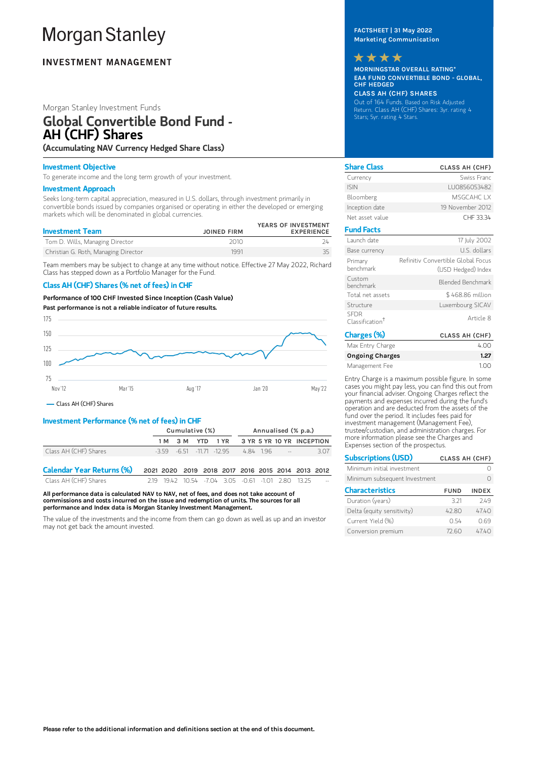# Morgan Stanley

**INVESTMENT MANAGEMENT**

Morgan Stanley Investment Funds

# Global Convertible Bond Fund - AH (CHF) Shares

**(Accumulating NAV Currency Hedged Share Class)**

FACTSHEET | 31 May 2022
Marketing Communication

★★★★

MORNINGSTAR OVERALL RATING*
EAA FUND CONVERTIBLE BOND - GLOBAL, CHF HEDGED
CLASS AH (CHF) SHARES
Out of 164 Funds. Based on Risk Adjusted Return. Class AH (CHF) Shares: 3yr. rating 4 Stars; 5yr. rating 4 Stars.

## Investment Objective

To generate income and the long term growth of your investment.

## Investment Approach

Seeks long-term capital appreciation, measured in U.S. dollars, through investment primarily in convertible bonds issued by companies organised or operating in either the developed or emerging markets which will be denominated in global currencies.

| Investment Team | JOINED FIRM | YEARS OF INVESTMENT EXPERIENCE |
|---|---|---|
| Tom D. Wills, Managing Director | 2010 | 24 |
| Christian G. Roth, Managing Director | 1991 | 35 |

Team members may be subject to change at any time without notice. Effective 27 May 2022, Richard Class has stepped down as a Portfolio Manager for the Fund.

## Class AH (CHF) Shares (% net of fees) in CHF

**Performance of 100 CHF Invested Since Inception (Cash Value)**

**Past performance is not a reliable indicator of future results.**

— Class AH (CHF) Shares

## Investment Performance (% net of fees) in CHF

| | Cumulative (%) | | | | Annualised (% p.a.) | | | |
|---|---|---|---|---|---|---|---|---|
| | 1 M | 3 M | YTD | 1 YR | 3 YR | 5 YR | 10 YR | INCEPTION |
| Class AH (CHF) Shares | -3.59 | -6.51 | -11.71 | -12.95 | 4.84 | 1.96 | -- | 3.07 |

| Calendar Year Returns (%) | 2021 | 2020 | 2019 | 2018 | 2017 | 2016 | 2015 | 2014 | 2013 | 2012 |
|---|---|---|---|---|---|---|---|---|---|---|
| Class AH (CHF) Shares | 2.19 | 19.42 | 10.54 | -7.04 | 3.05 | -0.61 | -1.01 | 2.80 | 13.25 | -- |

**All performance data is calculated NAV to NAV, net of fees, and does not take account of commissions and costs incurred on the issue and redemption of units. The sources for all performance and Index data is Morgan Stanley Investment Management.**

The value of the investments and the income from them can go down as well as up and an investor may not get back the amount invested.

## Share Class

| | CLASS AH (CHF) |
|---|---|
| Currency | Swiss Franc |
| ISIN | LU0856053482 |
| Bloomberg | MSGCAHC LX |
| Inception date | 19 November 2012 |
| Net asset value | CHF 33.34 |

## Fund Facts

| | |
|---|---|
| Launch date | 17 July 2002 |
| Base currency | U.S. dollars |
| Primary benchmark | Refinitiv Convertible Global Focus (USD Hedged) Index |
| Custom benchmark | Blended Benchmark |
| Total net assets | $ 468.86 million |
| Structure | Luxembourg SICAV |
| SFDR Classification† | Article 8 |

## Charges (%)

| | CLASS AH (CHF) |
|---|---|
| Max Entry Charge | 4.00 |
| **Ongoing Charges** | **1.27** |
| Management Fee | 1.00 |

Entry Charge is a maximum possible figure. In some cases you might pay less, you can find this out from your financial adviser. Ongoing Charges reflect the payments and expenses incurred during the fund's operation and are deducted from the assets of the fund over the period. It includes fees paid for investment management (Management Fee), trustee/custodian, and administration charges. For more information please see the Charges and Expenses section of the prospectus.

## Subscriptions (USD)

| | CLASS AH (CHF) |
|---|---|
| Minimum initial investment | 0 |
| Minimum subsequent Investment | 0 |

## Characteristics

| | FUND | INDEX |
|---|---|---|
| Duration (years) | 3.21 | 2.49 |
| Delta (equity sensitivity) | 42.80 | 47.40 |
| Current Yield (%) | 0.54 | 0.69 |
| Conversion premium | 72.60 | 47.40 |

**Please refer to the additional information and definitions section at the end of this document.**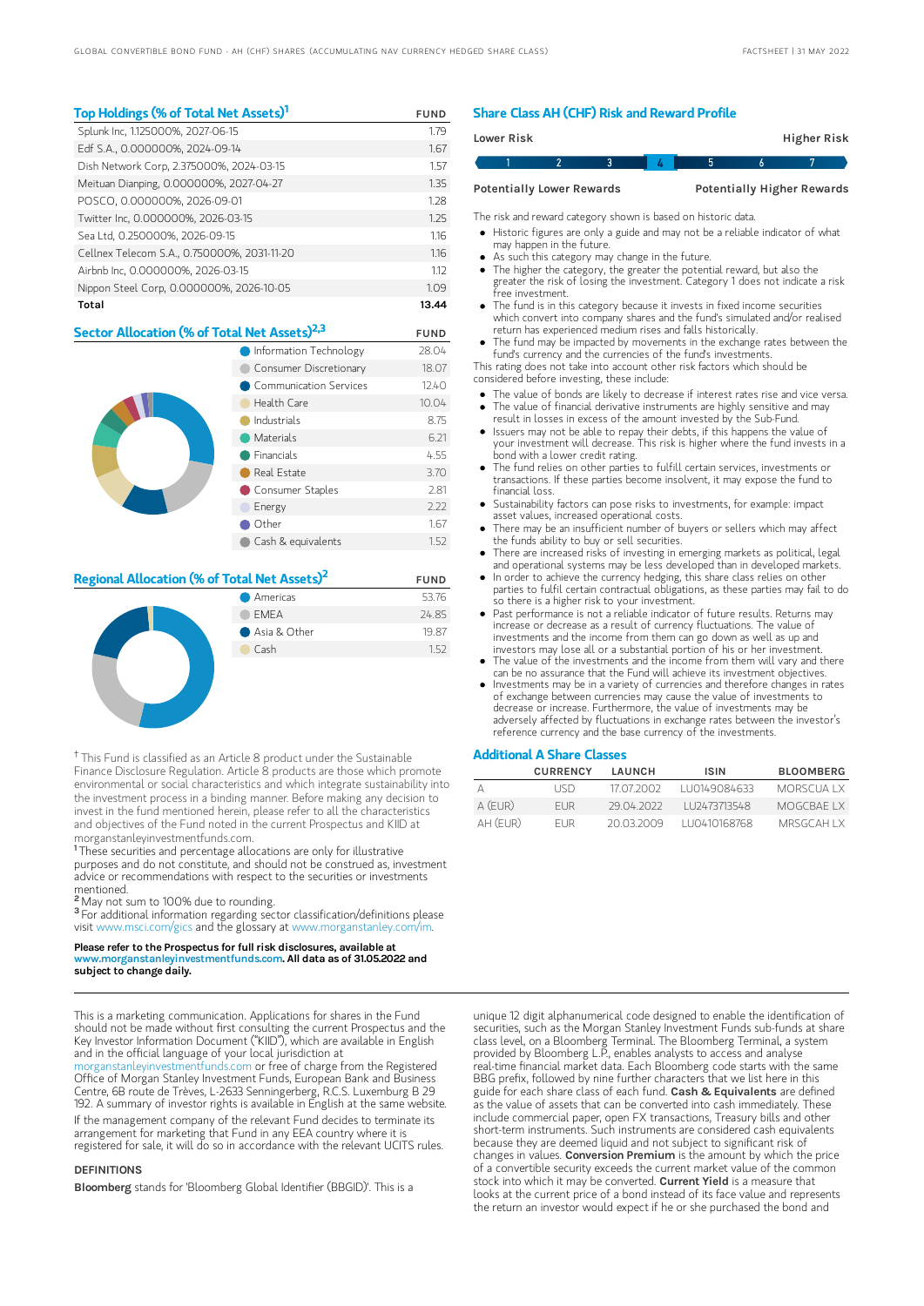## Top Holdings (% of Total Net Assets)[1]

| | FUND |
|---|---|
| Splunk Inc, 1.125000%, 2027-06-15 | 1.79 |
| Edf S.A., 0.000000%, 2024-09-14 | 1.67 |
| Dish Network Corp, 2.375000%, 2024-03-15 | 1.57 |
| Meituan Dianping, 0.000000%, 2027-04-27 | 1.35 |
| POSCO, 0.000000%, 2026-09-01 | 1.28 |
| Twitter Inc, 0.000000%, 2026-03-15 | 1.25 |
| Sea Ltd, 0.250000%, 2026-09-15 | 1.16 |
| Cellnex Telecom S.A., 0.750000%, 2031-11-20 | 1.16 |
| Airbnb Inc, 0.000000%, 2026-03-15 | 1.12 |
| Nippon Steel Corp, 0.000000%, 2026-10-05 | 1.09 |
| **Total** | **13.44** |

## Sector Allocation (% of Total Net Assets)[2,3]

| | FUND |
|---|---|
| Information Technology | 28.04 |
| Consumer Discretionary | 18.07 |
| Communication Services | 12.40 |
| Health Care | 10.04 |
| Industrials | 8.75 |
| Materials | 6.21 |
| Financials | 4.55 |
| Real Estate | 3.70 |
| Consumer Staples | 2.81 |
| Energy | 2.22 |
| Other | 1.67 |
| Cash & equivalents | 1.52 |

## Regional Allocation (% of Total Net Assets)[2]

| | FUND |
|---|---|
| Americas | 53.76 |
| EMEA | 24.85 |
| Asia & Other | 19.87 |
| Cash | 1.52 |

† This Fund is classified as an Article 8 product under the Sustainable Finance Disclosure Regulation. Article 8 products are those which promote environmental or social characteristics and which integrate sustainability into the investment process in a binding manner. Before making any decision to invest in the fund mentioned herein, please refer to all the characteristics and objectives of the Fund noted in the current Prospectus and KIID at morganstanleyinvestmentfunds.com.

[1] These securities and percentage allocations are only for illustrative purposes and do not constitute, and should not be construed as, investment advice or recommendations with respect to the securities or investments mentioned.

[2] May not sum to 100% due to rounding.

[3] For additional information regarding sector classification/definitions please visit www.msci.com/gics and the glossary at www.morganstanley.com/im.

**Please refer to the Prospectus for full risk disclosures, available at www.morganstanleyinvestmentfunds.com. All data as of 31.05.2022 and subject to change daily.**

## Share Class AH (CHF) Risk and Reward Profile

| Lower Risk | | | | | | Higher Risk |
|---|---|---|---|---|---|---|
| 1 | 2 | 3 | **4** | 5 | 6 | 7 |
| Potentially Lower Rewards | | | | | | Potentially Higher Rewards |

The risk and reward category shown is based on historic data.

- Historic figures are only a guide and may not be a reliable indicator of what may happen in the future.
- As such this category may change in the future.
- The higher the category, the greater the potential reward, but also the greater the risk of losing the investment. Category 1 does not indicate a risk free investment.
- The fund is in this category because it invests in fixed income securities which convert into company shares and the fund's simulated and/or realised return has experienced medium rises and falls historically.
- The fund may be impacted by movements in the exchange rates between the fund's currency and the currencies of the fund's investments.

This rating does not take into account other risk factors which should be considered before investing, these include:

- The value of bonds are likely to decrease if interest rates rise and vice versa.
- The value of financial derivative instruments are highly sensitive and may result in losses in excess of the amount invested by the Sub-Fund.
- Issuers may not be able to repay their debts, if this happens the value of your investment will decrease. This risk is higher where the fund invests in a bond with a lower credit rating.
- The fund relies on other parties to fulfill certain services, investments or transactions. If these parties become insolvent, it may expose the fund to financial loss.
- Sustainability factors can pose risks to investments, for example: impact asset values, increased operational costs.
- There may be an insufficient number of buyers or sellers which may affect the funds ability to buy or sell securities.
- There are increased risks of investing in emerging markets as political, legal and operational systems may be less developed than in developed markets.
- In order to achieve the currency hedging, this share class relies on other parties to fulfil certain contractual obligations, as these parties may fail to do so there is a higher risk to your investment.
- Past performance is not a reliable indicator of future results. Returns may increase or decrease as a result of currency fluctuations. The value of investments and the income from them can go down as well as up and investors may lose all or a substantial portion of his or her investment.
- The value of the investments and the income from them will vary and there can be no assurance that the Fund will achieve its investment objectives.
- Investments may be in a variety of currencies and therefore changes in rates of exchange between currencies may cause the value of investments to decrease or increase. Furthermore, the value of investments may be adversely affected by fluctuations in exchange rates between the investor's reference currency and the base currency of the investments.

## Additional A Share Classes

| | CURRENCY | LAUNCH | ISIN | BLOOMBERG |
|---|---|---|---|---|
| A | USD | 17.07.2002 | LU0149084633 | MORSCUA LX |
| A (EUR) | EUR | 29.04.2022 | LU2473713548 | MOGCBAE LX |
| AH (EUR) | EUR | 20.03.2009 | LU0410168768 | MRSGCAH LX |

This is a marketing communication. Applications for shares in the Fund should not be made without first consulting the current Prospectus and the Key Investor Information Document ("KIID"), which are available in English and in the official language of your local jurisdiction at morganstanleyinvestmentfunds.com or free of charge from the Registered Office of Morgan Stanley Investment Funds, European Bank and Business Centre, 6B route de Trèves, L-2633 Senningerberg, R.C.S. Luxemburg B 29 192. A summary of investor rights is available in English at the same website.

If the management company of the relevant Fund decides to terminate its arrangement for marketing that Fund in any EEA country where it is registered for sale, it will do so in accordance with the relevant UCITS rules.

### DEFINITIONS

**Bloomberg** stands for 'Bloomberg Global Identifier (BBGID)'. This is a unique 12 digit alphanumerical code designed to enable the identification of securities, such as the Morgan Stanley Investment Funds sub-funds at share class level, on a Bloomberg Terminal. The Bloomberg Terminal, a system provided by Bloomberg L.P., enables analysts to access and analyse real-time financial market data. Each Bloomberg code starts with the same BBG prefix, followed by nine further characters that we list here in this guide for each share class of each fund. **Cash & Equivalents** are defined as the value of assets that can be converted into cash immediately. These include commercial paper, open FX transactions, Treasury bills and other short-term instruments. Such instruments are considered cash equivalents because they are deemed liquid and not subject to significant risk of changes in values. **Conversion Premium** is the amount by which the price of a convertible security exceeds the current market value of the common stock into which it may be converted. **Current Yield** is a measure that looks at the current price of a bond instead of its face value and represents the return an investor would expect if he or she purchased the bond and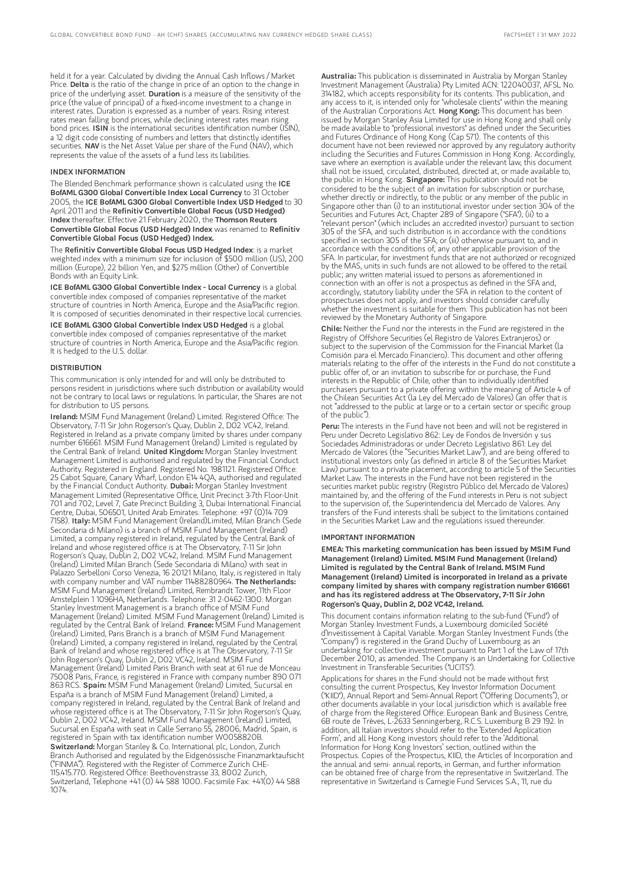held it for a year. Calculated by dividing the Annual Cash Inflows / Market Price. **Delta** is the ratio of the change in price of an option to the change in price of the underlying asset. **Duration** is a measure of the sensitivity of the price (the value of principal) of a fixed-income investment to a change in interest rates. Duration is expressed as a number of years. Rising interest rates mean falling bond prices, while declining interest rates mean rising bond prices. **ISIN** is the international securities identification number (ISIN), a 12 digit code consisting of numbers and letters that distinctly identifies securities. **NAV** is the Net Asset Value per share of the Fund (NAV), which represents the value of the assets of a fund less its liabilities.

## INDEX INFORMATION

The Blended Benchmark performance shown is calculated using the **ICE BofAML G300 Global Convertible Index Local Currency** to 31 October 2005, the **ICE BofAML G300 Global Convertible Index USD Hedged** to 30 April 2011 and the **Refinitiv Convertible Global Focus (USD Hedged) Index** thereafter. Effective 21 February 2020, the **Thomson Reuters Convertible Global Focus (USD Hedged) Index** was renamed to **Refinitiv Convertible Global Focus (USD Hedged) Index.**

The **Refinitiv Convertible Global Focus USD Hedged Index**: is a market weighted index with a minimum size for inclusion of $500 million (US), 200 million (Europe), 22 billion Yen, and $275 million (Other) of Convertible Bonds with an Equity Link.

**ICE BofAML G300 Global Convertible Index - Local Currency** is a global convertible index composed of companies representative of the market structure of countries in North America, Europe and the Asia/Pacific region. It is composed of securities denominated in their respective local currencies.

**ICE BofAML G300 Global Convertible Index USD Hedged** is a global convertible index composed of companies representative of the market structure of countries in North America, Europe and the Asia/Pacific region. It is hedged to the U.S. dollar.

## DISTRIBUTION

This communication is only intended for and will only be distributed to persons resident in jurisdictions where such distribution or availability would not be contrary to local laws or regulations. In particular, the Shares are not for distribution to US persons.

**Ireland:** MSIM Fund Management (Ireland) Limited. Registered Office: The Observatory, 7-11 Sir John Rogerson's Quay, Dublin 2, D02 VC42, Ireland. Registered in Ireland as a private company limited by shares under company number 616661. MSIM Fund Management (Ireland) Limited is regulated by the Central Bank of Ireland. **United Kingdom:** Morgan Stanley Investment Management Limited is authorised and regulated by the Financial Conduct Authority. Registered in England. Registered No. 1981121. Registered Office: 25 Cabot Square, Canary Wharf, London E14 4QA, authorised and regulated by the Financial Conduct Authority. **Dubai:** Morgan Stanley Investment Management Limited (Representative Office, Unit Precinct 3-7th Floor-Unit 701 and 702, Level 7, Gate Precinct Building 3, Dubai International Financial Centre, Dubai, 506501, United Arab Emirates. Telephone: +97 (0)14 709 7158). **Italy:** MSIM Fund Management (Ireland)Limited, Milan Branch (Sede Secondaria di Milano) is a branch of MSIM Fund Management (Ireland) Limited, a company registered in Ireland, regulated by the Central Bank of Ireland and whose registered office is at The Observatory, 7-11 Sir John Rogerson's Quay, Dublin 2, D02 VC42, Ireland. MSIM Fund Management (Ireland) Limited Milan Branch (Sede Secondaria di Milano) with seat in Palazzo Serbelloni Corso Venezia, 16 20121 Milano, Italy, is registered in Italy with company number and VAT number 11488280964. **The Netherlands:** MSIM Fund Management (Ireland) Limited, Rembrandt Tower, 11th Floor Amstelplein 1 1096HA, Netherlands. Telephone: 31 2-0462-1300. Morgan Stanley Investment Management is a branch office of MSIM Fund Management (Ireland) Limited. MSIM Fund Management (Ireland) Limited is regulated by the Central Bank of Ireland. **France:** MSIM Fund Management (Ireland) Limited, Paris Branch is a branch of MSIM Fund Management (Ireland) Limited, a company registered in Ireland, regulated by the Central Bank of Ireland and whose registered office is at The Observatory, 7-11 Sir John Rogerson's Quay, Dublin 2, D02 VC42, Ireland. MSIM Fund Management (Ireland) Limited Paris Branch with seat at 61 rue de Monceau 75008 Paris, France, is registered in France with company number 890 071 863 RCS. **Spain:** MSIM Fund Management (Ireland) Limited, Sucursal en España is a branch of MSIM Fund Management (Ireland) Limited, a company registered in Ireland, regulated by the Central Bank of Ireland and whose registered office is at The Observatory, 7-11 Sir John Rogerson's Quay, Dublin 2, D02 VC42, Ireland. MSIM Fund Management (Ireland) Limited, Sucursal en España with seat in Calle Serrano 55, 28006, Madrid, Spain, is registered in Spain with tax identification number W0058820B. **Switzerland:** Morgan Stanley & Co. International plc, London, Zurich Branch Authorised and regulated by the Eidgenössische Finanzmarktaufsicht ("FINMA"). Registered with the Register of Commerce Zurich CHE-115.415.770. Registered Office: Beethovenstrasse 33, 8002 Zurich, Switzerland, Telephone +41 (0) 44 588 1000. Facsimile Fax: +41(0) 44 588 1074.

**Australia:** This publication is disseminated in Australia by Morgan Stanley Investment Management (Australia) Pty Limited ACN: 122040037, AFSL No. 314182, which accepts responsibility for its contents. This publication, and any access to it, is intended only for "wholesale clients" within the meaning of the Australian Corporations Act. **Hong Kong:** This document has been issued by Morgan Stanley Asia Limited for use in Hong Kong and shall only be made available to "professional investors" as defined under the Securities and Futures Ordinance of Hong Kong (Cap 571). The contents of this document have not been reviewed nor approved by any regulatory authority including the Securities and Futures Commission in Hong Kong. Accordingly, save where an exemption is available under the relevant law, this document shall not be issued, circulated, distributed, directed at, or made available to, the public in Hong Kong. **Singapore:** This publication should not be considered to be the subject of an invitation for subscription or purchase, whether directly or indirectly, to the public or any member of the public in Singapore other than (i) to an institutional investor under section 304 of the Securities and Futures Act, Chapter 289 of Singapore ("SFA"), (ii) to a "relevant person" (which includes an accredited investor) pursuant to section 305 of the SFA, and such distribution is in accordance with the conditions specified in section 305 of the SFA; or (iii) otherwise pursuant to, and in accordance with the conditions of, any other applicable provision of the SFA. In particular, for investment funds that are not authorized or recognized by the MAS, units in such funds are not allowed to be offered to the retail public; any written material issued to persons as aforementioned in connection with an offer is not a prospectus as defined in the SFA and, accordingly, statutory liability under the SFA in relation to the content of prospectuses does not apply, and investors should consider carefully whether the investment is suitable for them. This publication has not been reviewed by the Monetary Authority of Singapore.

**Chile:** Neither the Fund nor the interests in the Fund are registered in the Registry of Offshore Securities (el Registro de Valores Extranjeros) or subject to the supervision of the Commission for the Financial Market (la Comisión para el Mercado Financiero). This document and other offering materials relating to the offer of the interests in the Fund do not constitute a public offer of, or an invitation to subscribe for or purchase, the Fund interests in the Republic of Chile, other than to individually identified purchasers pursuant to a private offering within the meaning of Article 4 of the Chilean Securities Act (la Ley del Mercado de Valores) (an offer that is not "addressed to the public at large or to a certain sector or specific group of the public").

**Peru:** The interests in the Fund have not been and will not be registered in Peru under Decreto Legislativo 862: Ley de Fondos de Inversión y sus Sociedades Administradoras or under Decreto Legislativo 861: Ley del Mercado de Valores (the "Securities Market Law"), and are being offered to institutional investors only (as defined in article 8 of the Securities Market Law) pursuant to a private placement, according to article 5 of the Securities Market Law. The interests in the Fund have not been registered in the securities market public registry (Registro Público del Mercado de Valores) maintained by, and the offering of the Fund interests in Peru is not subject to the supervision of, the Superintendencia del Mercado de Valores. Any transfers of the Fund interests shall be subject to the limitations contained in the Securities Market Law and the regulations issued thereunder.

## IMPORTANT INFORMATION

**EMEA: This marketing communication has been issued by MSIM Fund Management (Ireland) Limited. MSIM Fund Management (Ireland) Limited is regulated by the Central Bank of Ireland. MSIM Fund Management (Ireland) Limited is incorporated in Ireland as a private company limited by shares with company registration number 616661 and has its registered address at The Observatory, 7-11 Sir John Rogerson's Quay, Dublin 2, D02 VC42, Ireland.**

This document contains information relating to the sub-fund ("Fund") of Morgan Stanley Investment Funds, a Luxembourg domiciled Société d'Investissement à Capital Variable. Morgan Stanley Investment Funds (the "Company") is registered in the Grand Duchy of Luxembourg as an undertaking for collective investment pursuant to Part 1 of the Law of 17th December 2010, as amended. The Company is an Undertaking for Collective Investment in Transferable Securities ("UCITS").

Applications for shares in the Fund should not be made without first consulting the current Prospectus, Key Investor Information Document ("KIID"), Annual Report and Semi-Annual Report ("Offering Documents"), or other documents available in your local jurisdiction which is available free of charge from the Registered Office: European Bank and Business Centre, 6B route de Trèves, L-2633 Senningerberg, R.C.S. Luxemburg B 29 192. In addition, all Italian investors should refer to the 'Extended Application Form', and all Hong Kong investors should refer to the 'Additional Information for Hong Kong Investors' section, outlined within the Prospectus. Copies of the Prospectus, KIID, the Articles of Incorporation and the annual and semi- annual reports, in German, and further information can be obtained free of charge from the representative in Switzerland. The representative in Switzerland is Carnegie Fund Services S.A., 11, rue du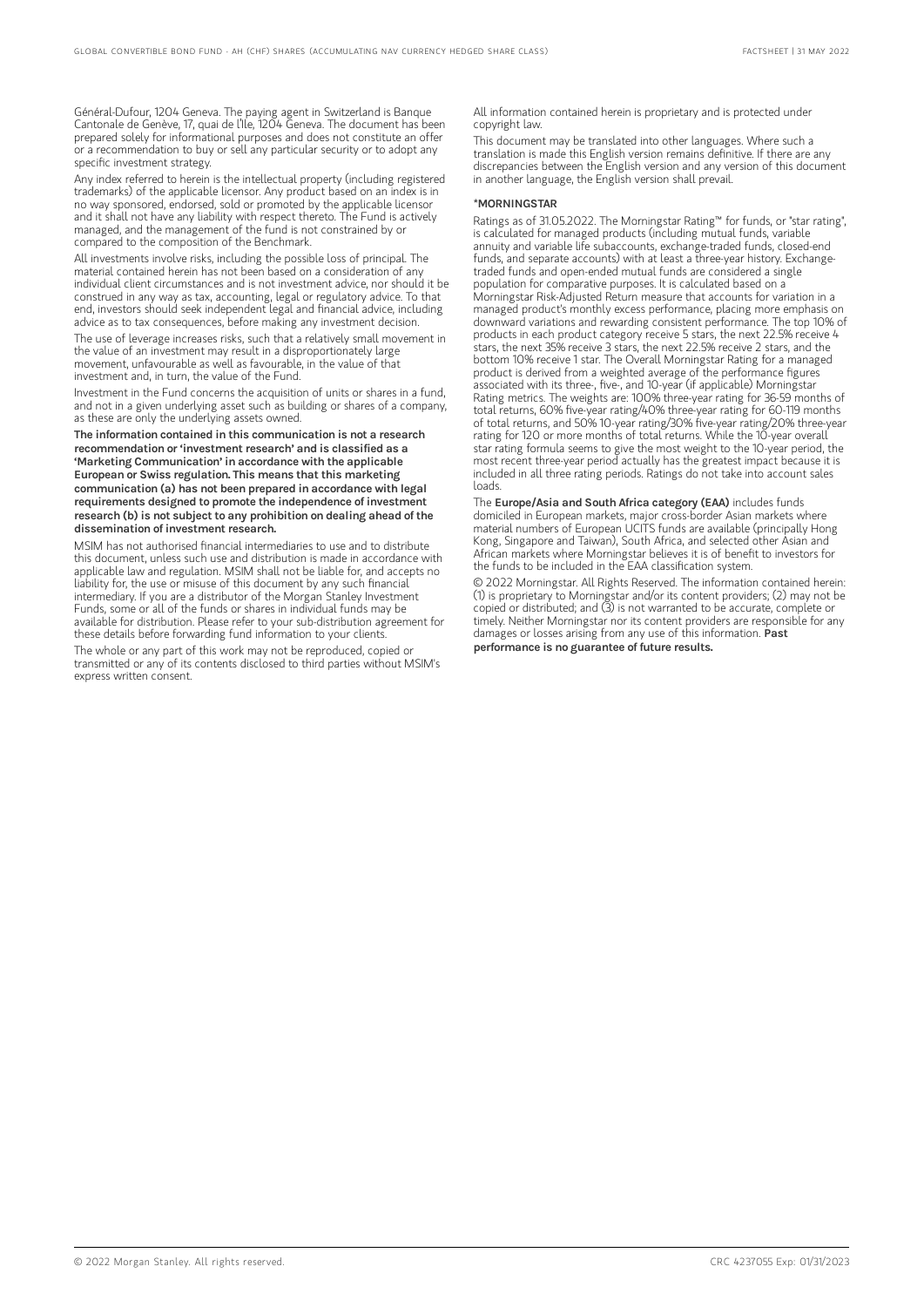Général-Dufour, 1204 Geneva. The paying agent in Switzerland is Banque Cantonale de Genève, 17, quai de l'Ile, 1204 Geneva. The document has been prepared solely for informational purposes and does not constitute an offer or a recommendation to buy or sell any particular security or to adopt any specific investment strategy.

Any index referred to herein is the intellectual property (including registered trademarks) of the applicable licensor. Any product based on an index is in no way sponsored, endorsed, sold or promoted by the applicable licensor and it shall not have any liability with respect thereto. The Fund is actively managed, and the management of the fund is not constrained by or compared to the composition of the Benchmark.

All investments involve risks, including the possible loss of principal. The material contained herein has not been based on a consideration of any individual client circumstances and is not investment advice, nor should it be construed in any way as tax, accounting, legal or regulatory advice. To that end, investors should seek independent legal and financial advice, including advice as to tax consequences, before making any investment decision.

The use of leverage increases risks, such that a relatively small movement in the value of an investment may result in a disproportionately large movement, unfavourable as well as favourable, in the value of that investment and, in turn, the value of the Fund.

Investment in the Fund concerns the acquisition of units or shares in a fund, and not in a given underlying asset such as building or shares of a company, as these are only the underlying assets owned.

**The information contained in this communication is not a research recommendation or 'investment research' and is classified as a 'Marketing Communication' in accordance with the applicable European or Swiss regulation. This means that this marketing communication (a) has not been prepared in accordance with legal requirements designed to promote the independence of investment research (b) is not subject to any prohibition on dealing ahead of the dissemination of investment research.**

MSIM has not authorised financial intermediaries to use and to distribute this document, unless such use and distribution is made in accordance with applicable law and regulation. MSIM shall not be liable for, and accepts no liability for, the use or misuse of this document by any such financial intermediary. If you are a distributor of the Morgan Stanley Investment Funds, some or all of the funds or shares in individual funds may be available for distribution. Please refer to your sub-distribution agreement for these details before forwarding fund information to your clients.

The whole or any part of this work may not be reproduced, copied or transmitted or any of its contents disclosed to third parties without MSIM's express written consent.

All information contained herein is proprietary and is protected under copyright law.

This document may be translated into other languages. Where such a translation is made this English version remains definitive. If there are any discrepancies between the English version and any version of this document in another language, the English version shall prevail.

**\*MORNINGSTAR**

Ratings as of 31.05.2022. The Morningstar Rating™ for funds, or "star rating", is calculated for managed products (including mutual funds, variable annuity and variable life subaccounts, exchange-traded funds, closed-end funds, and separate accounts) with at least a three-year history. Exchange-traded funds and open-ended mutual funds are considered a single population for comparative purposes. It is calculated based on a Morningstar Risk-Adjusted Return measure that accounts for variation in a managed product's monthly excess performance, placing more emphasis on downward variations and rewarding consistent performance. The top 10% of products in each product category receive 5 stars, the next 22.5% receive 4 stars, the next 35% receive 3 stars, the next 22.5% receive 2 stars, and the bottom 10% receive 1 star. The Overall Morningstar Rating for a managed product is derived from a weighted average of the performance figures associated with its three-, five-, and 10-year (if applicable) Morningstar Rating metrics. The weights are: 100% three-year rating for 36-59 months of total returns, 60% five-year rating/40% three-year rating for 60-119 months of total returns, and 50% 10-year rating/30% five-year rating/20% three-year rating for 120 or more months of total returns. While the 10-year overall star rating formula seems to give the most weight to the 10-year period, the most recent three-year period actually has the greatest impact because it is included in all three rating periods. Ratings do not take into account sales loads.

The **Europe/Asia and South Africa category (EAA)** includes funds domiciled in European markets, major cross-border Asian markets where material numbers of European UCITS funds are available (principally Hong Kong, Singapore and Taiwan), South Africa, and selected other Asian and African markets where Morningstar believes it is of benefit to investors for the funds to be included in the EAA classification system.

© 2022 Morningstar. All Rights Reserved. The information contained herein: (1) is proprietary to Morningstar and/or its content providers; (2) may not be copied or distributed; and (3) is not warranted to be accurate, complete or timely. Neither Morningstar nor its content providers are responsible for any damages or losses arising from any use of this information. **Past performance is no guarantee of future results.**

© 2022 Morgan Stanley. All rights reserved.

CRC 4237055 Exp: 01/31/2023